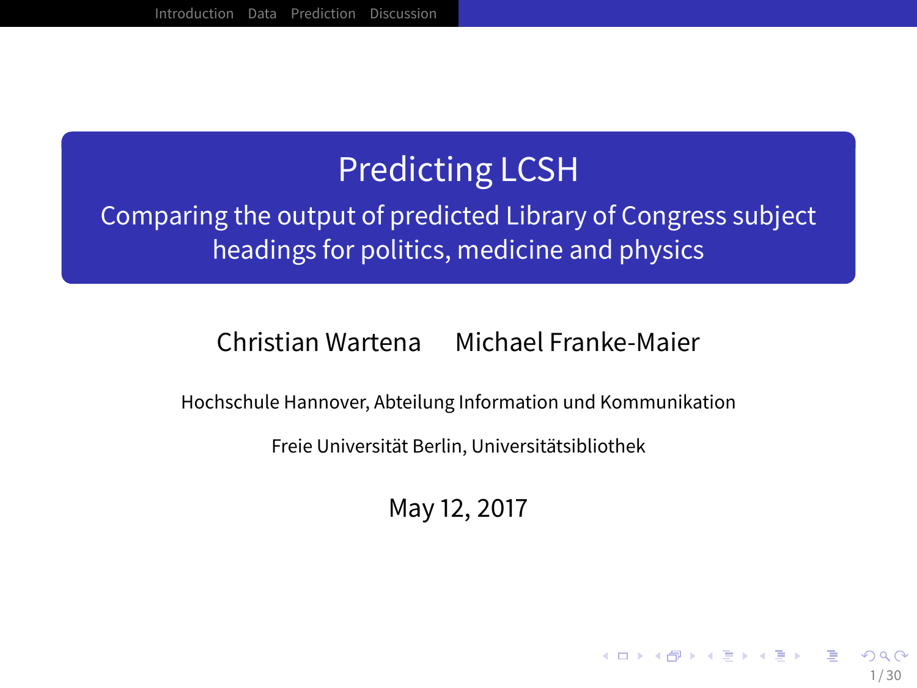# Predicting LCSH

## Comparing the output of predicted Library of Congress subject headings for politics, medicine and physics

Christian Wartena     Michael Franke-Maier

Hochschule Hannover, Abteilung Information und Kommunikation

Freie Universität Berlin, Universitätsbibliothek

May 12, 2017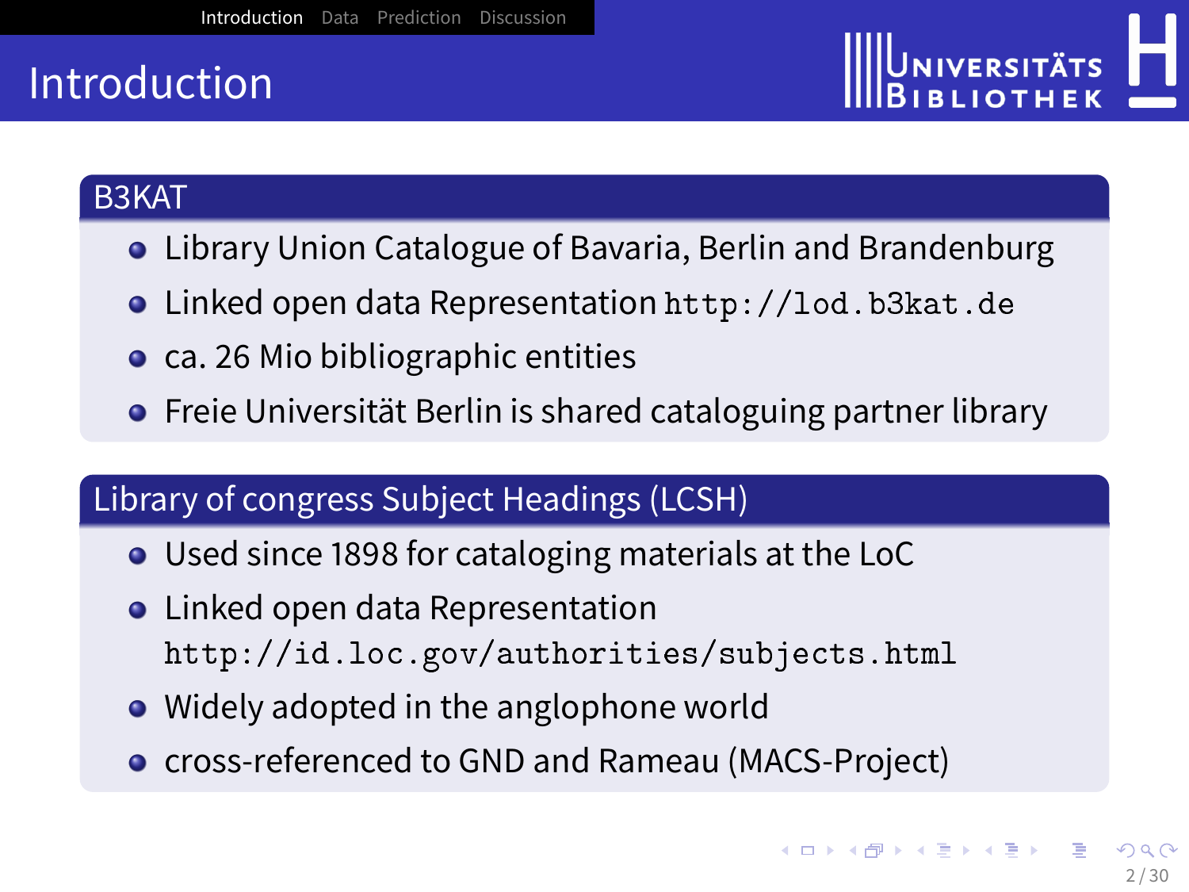# Introduction

## B3KAT

- Library Union Catalogue of Bavaria, Berlin and Brandenburg
- Linked open data Representation `http://lod.b3kat.de`
- ca. 26 Mio bibliographic entities
- Freie Universität Berlin is shared cataloguing partner library

## Library of congress Subject Headings (LCSH)

- Used since 1898 for cataloging materials at the LoC
- Linked open data Representation `http://id.loc.gov/authorities/subjects.html`
- Widely adopted in the anglophone world
- cross-referenced to GND and Rameau (MACS-Project)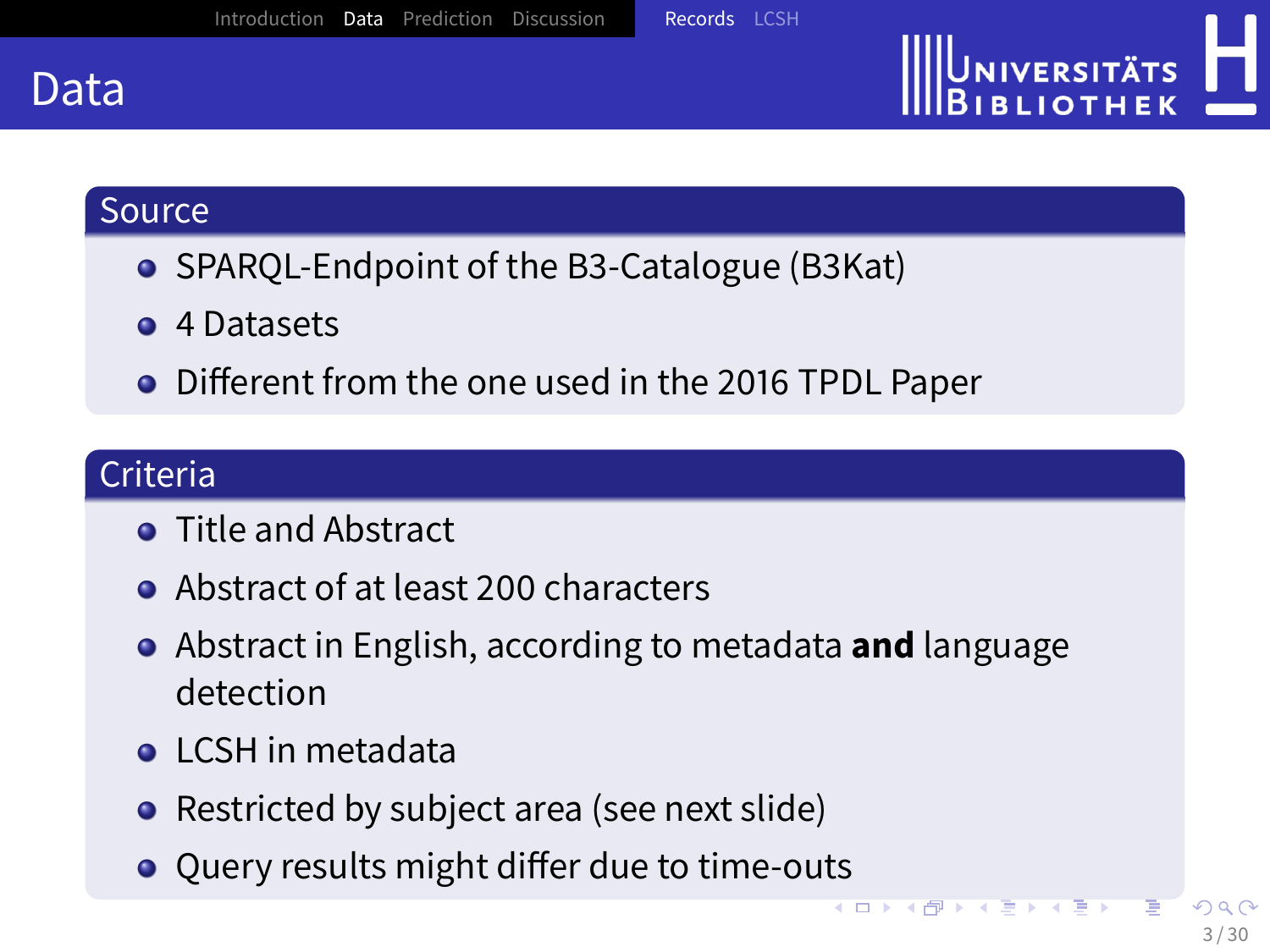# Data

## Source

- SPARQL-Endpoint of the B3-Catalogue (B3Kat)
- 4 Datasets
- Different from the one used in the 2016 TPDL Paper

## Criteria

- Title and Abstract
- Abstract of at least 200 characters
- Abstract in English, according to metadata **and** language detection
- LCSH in metadata
- Restricted by subject area (see next slide)
- Query results might differ due to time-outs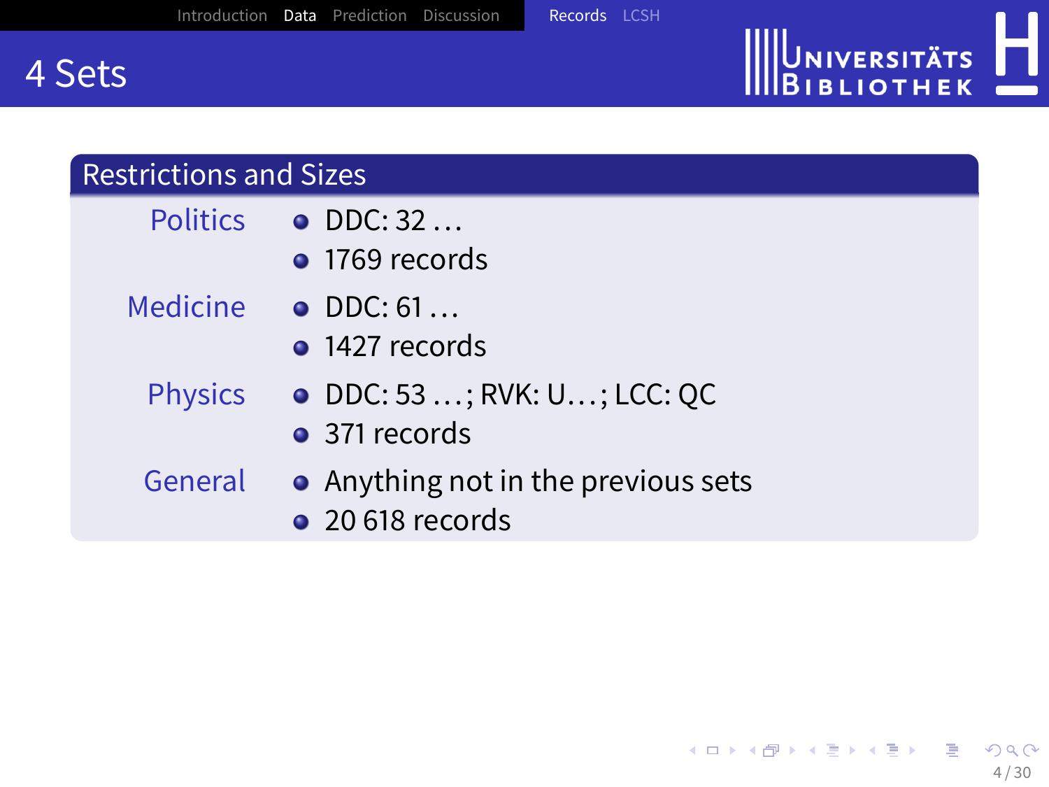# 4 Sets

## Restrictions and Sizes

**Politics**

- DDC: 32 …
- 1769 records

**Medicine**

- DDC: 61 …
- 1427 records

**Physics**

- DDC: 53 …; RVK: U…; LCC: QC
- 371 records

**General**

- Anything not in the previous sets
- 20 618 records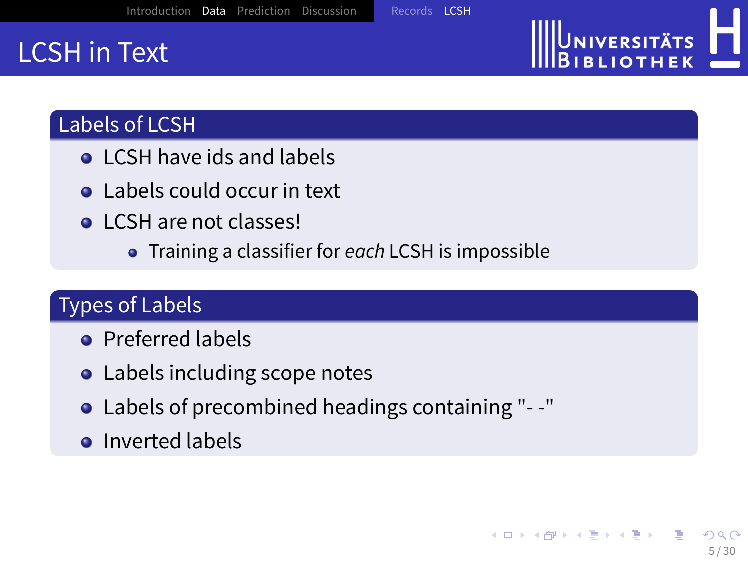# LCSH in Text

## Labels of LCSH

- LCSH have ids and labels
- Labels could occur in text
- LCSH are not classes!
  - Training a classifier for *each* LCSH is impossible

## Types of Labels

- Preferred labels
- Labels including scope notes
- Labels of precombined headings containing "- -"
- Inverted labels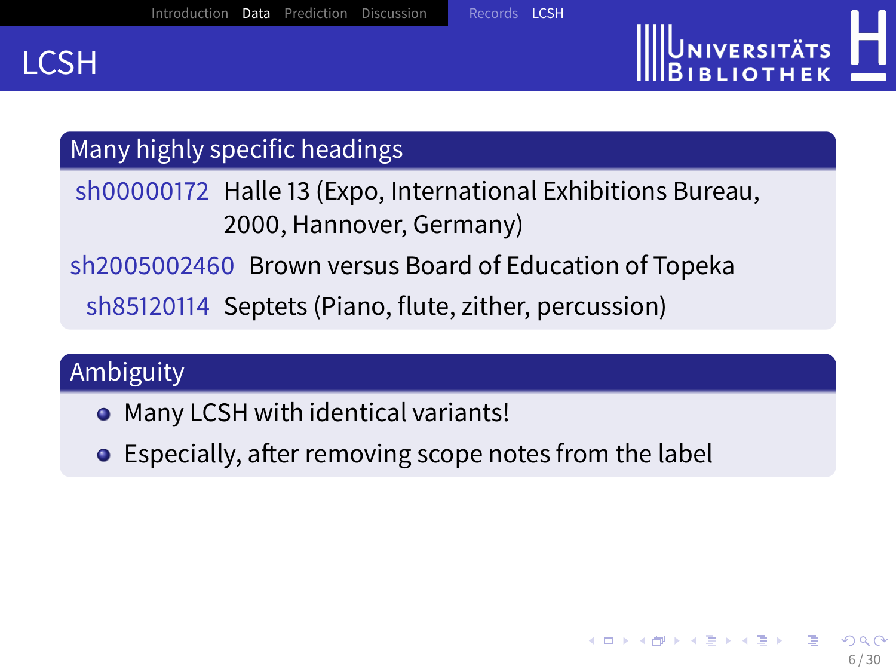# LCSH

## Many highly specific headings

| | |
|---|---|
| sh00000172 | Halle 13 (Expo, International Exhibitions Bureau, 2000, Hannover, Germany) |
| sh2005002460 | Brown versus Board of Education of Topeka |
| sh85120114 | Septets (Piano, flute, zither, percussion) |

## Ambiguity

- Many LCSH with identical variants!
- Especially, after removing scope notes from the label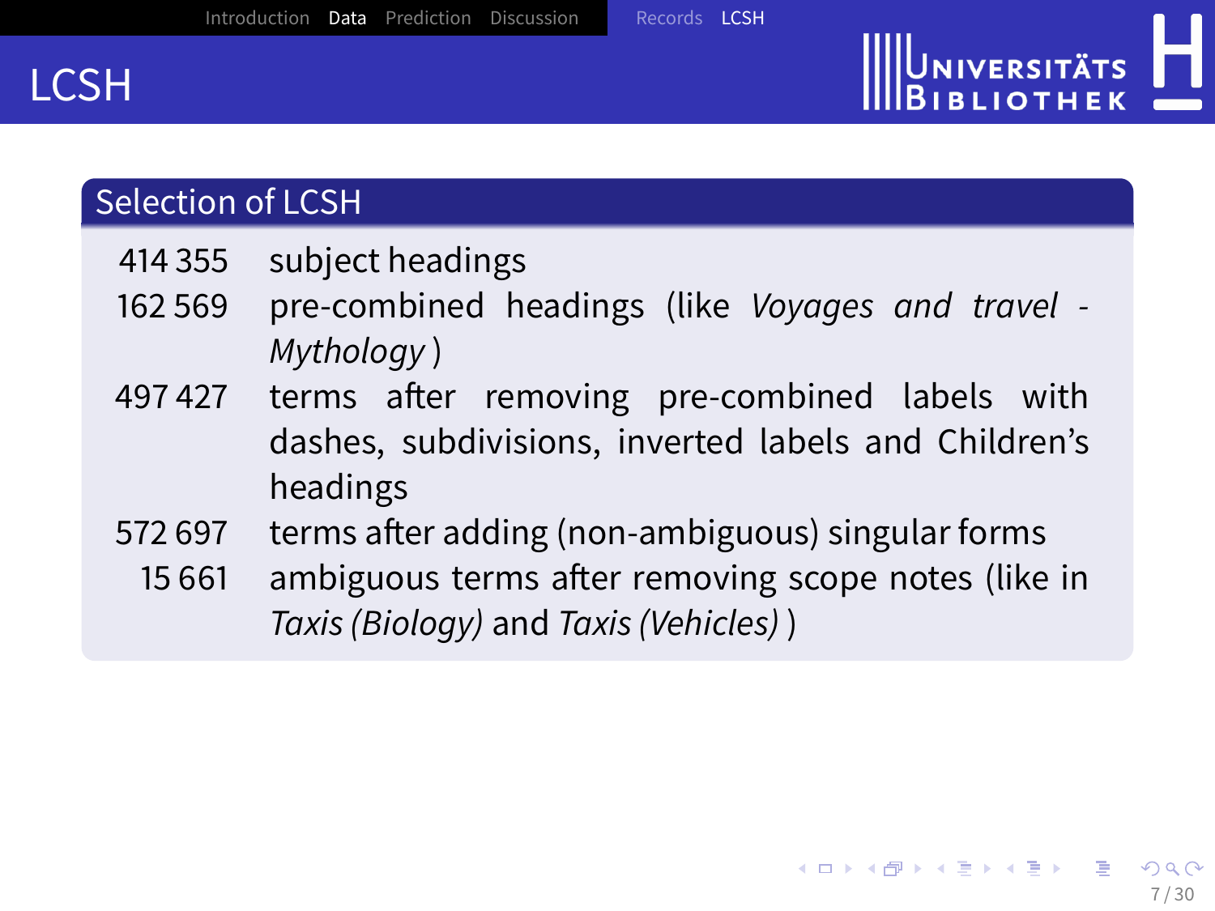# LCSH

## Selection of LCSH

| | |
|---|---|
| 414 355 | subject headings |
| 162 569 | pre-combined headings (like *Voyages and travel - Mythology* ) |
| 497 427 | terms after removing pre-combined labels with dashes, subdivisions, inverted labels and Children's headings |
| 572 697 | terms after adding (non-ambiguous) singular forms |
| 15 661 | ambiguous terms after removing scope notes (like in *Taxis (Biology)* and *Taxis (Vehicles)* ) |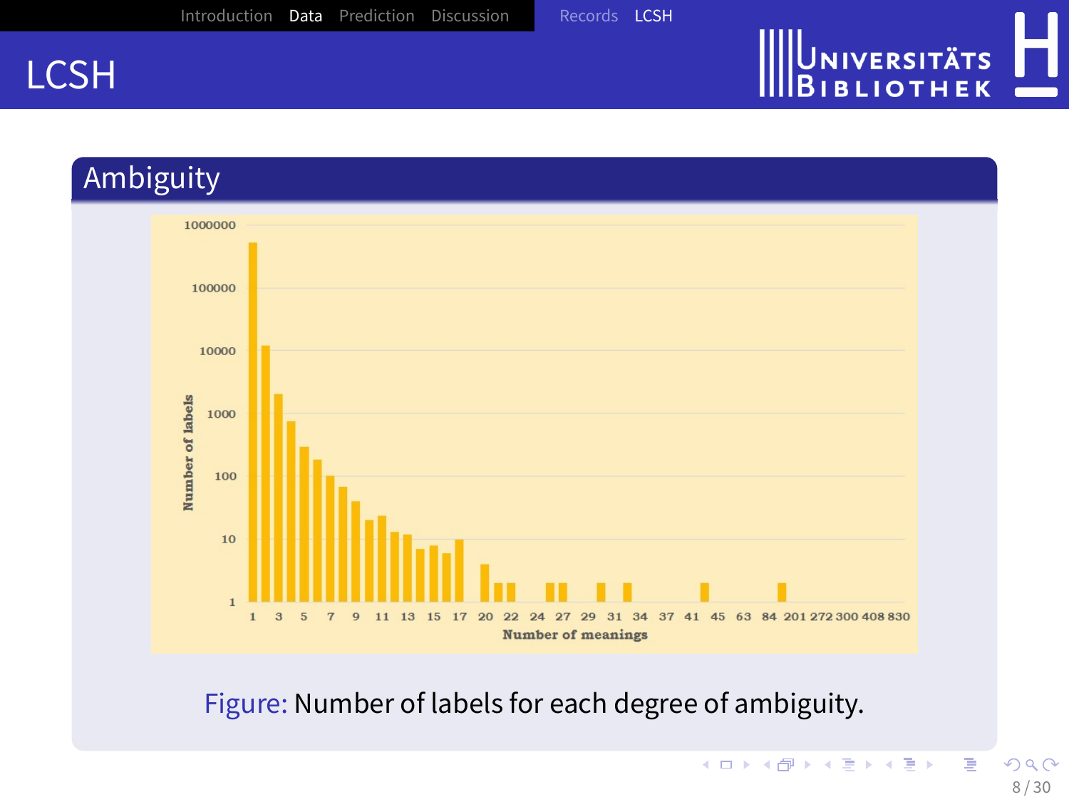# LCSH

## Ambiguity

Figure: Number of labels for each degree of ambiguity.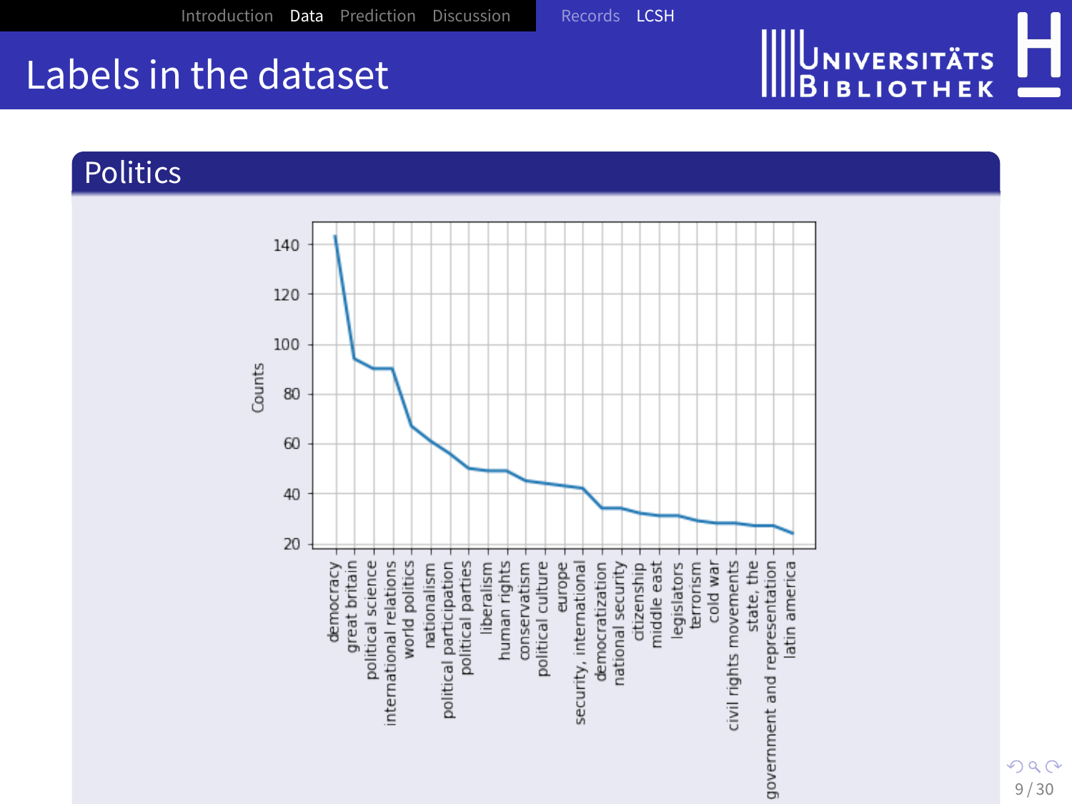# Labels in the dataset

## Politics

Counts

democracy, great britain, political science, international relations, world politics, nationalism, political participation, political parties, liberalism, human rights, conservatism, political culture, europe, security, international, democratization, national security, citizenship, middle east, legislators, terrorism, cold war, civil rights movements, state, the, government and representation, latin america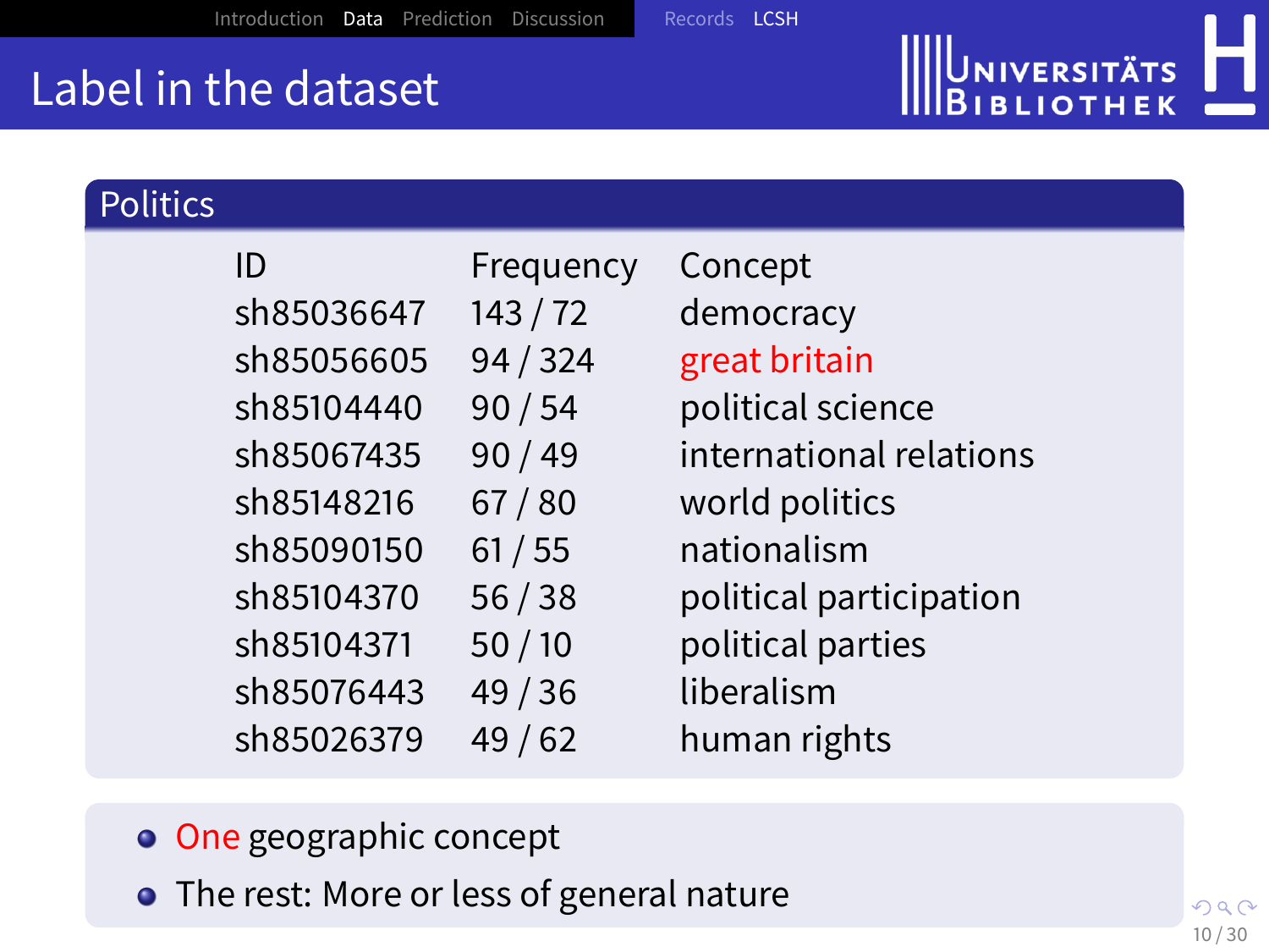# Label in the dataset

## Politics

| ID | Frequency | Concept |
|---|---|---|
| sh85036647 | 143 / 72 | democracy |
| sh85056605 | 94 / 324 | great britain |
| sh85104440 | 90 / 54 | political science |
| sh85067435 | 90 / 49 | international relations |
| sh85148216 | 67 / 80 | world politics |
| sh85090150 | 61 / 55 | nationalism |
| sh85104370 | 56 / 38 | political participation |
| sh85104371 | 50 / 10 | political parties |
| sh85076443 | 49 / 36 | liberalism |
| sh85026379 | 49 / 62 | human rights |

- One geographic concept
- The rest: More or less of general nature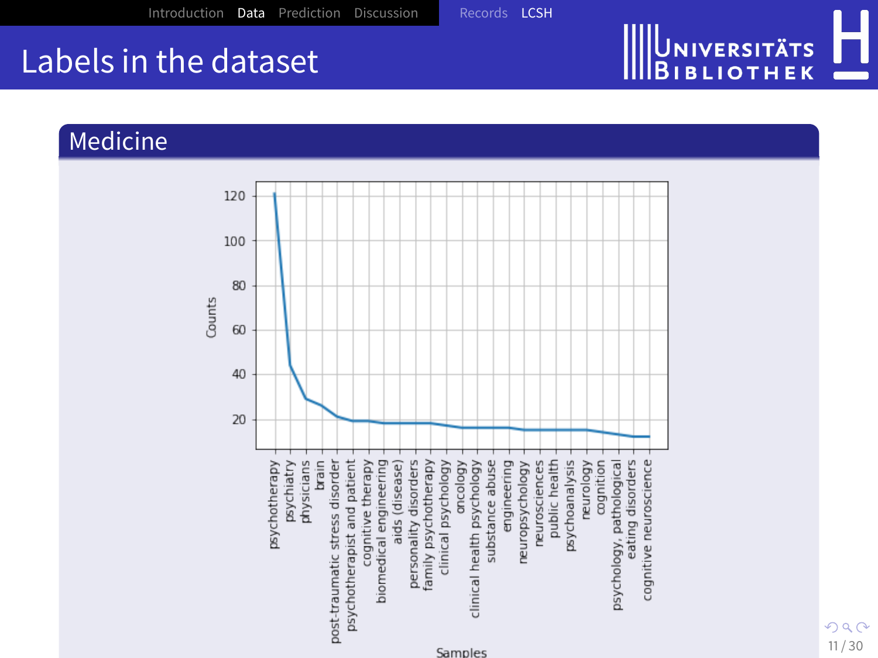# Labels in the dataset

## Medicine

Counts

120
100
80
60
40
20

psychotherapy
psychiatry
physicians
brain
post-traumatic stress disorder
psychotherapist and patient
cognitive therapy
biomedical engineering
aids (disease)
personality disorders
family psychotherapy
clinical psychology
oncology
clinical health psychology
substance abuse
engineering
neuropsychology
neurosciences
public health
psychoanalysis
neurology
cognition
psychology, pathological
eating disorders
cognitive neuroscience

Samples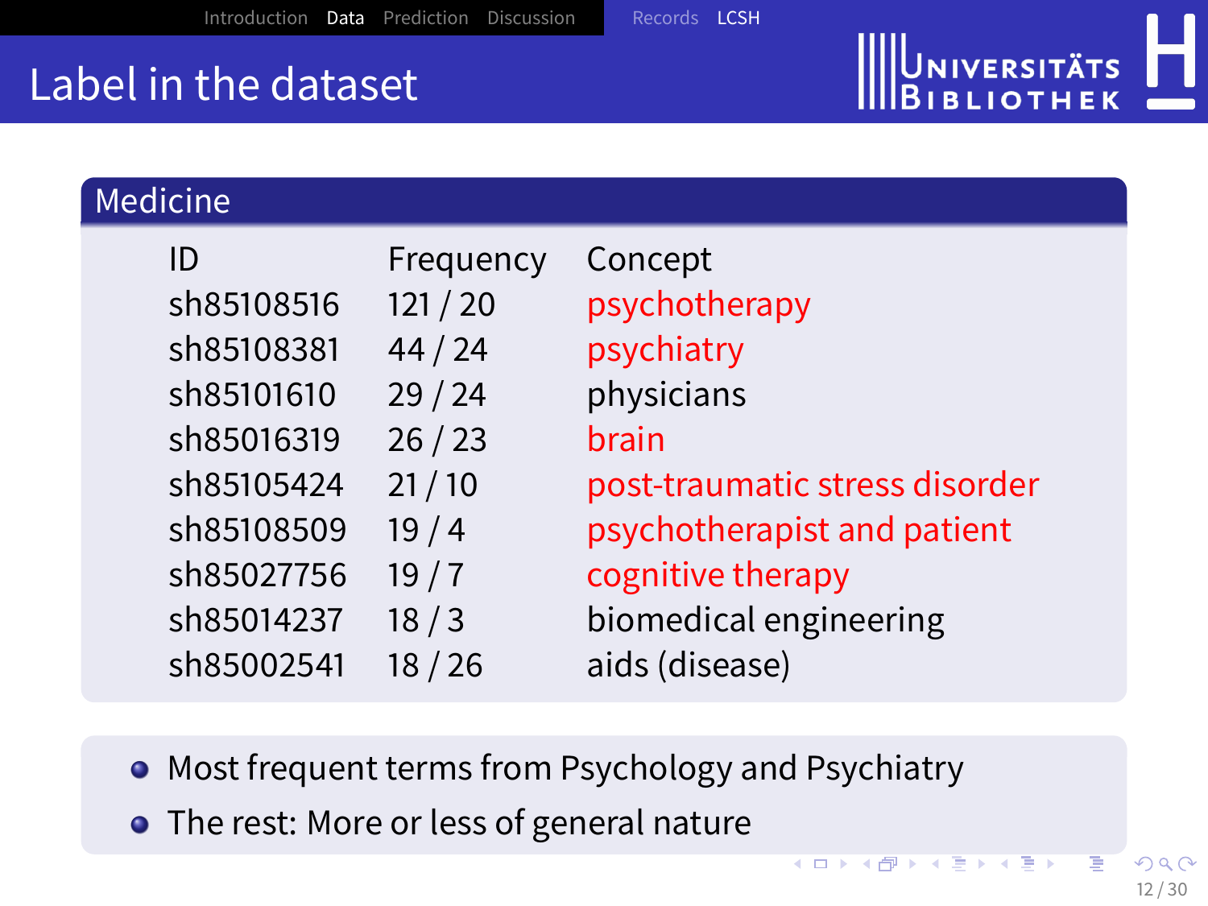# Label in the dataset

## Medicine

| ID | Frequency | Concept |
|---|---|---|
| sh85108516 | 121 / 20 | psychotherapy |
| sh85108381 | 44 / 24 | psychiatry |
| sh85101610 | 29 / 24 | physicians |
| sh85016319 | 26 / 23 | brain |
| sh85105424 | 21 / 10 | post-traumatic stress disorder |
| sh85108509 | 19 / 4 | psychotherapist and patient |
| sh85027756 | 19 / 7 | cognitive therapy |
| sh85014237 | 18 / 3 | biomedical engineering |
| sh85002541 | 18 / 26 | aids (disease) |

- Most frequent terms from Psychology and Psychiatry
- The rest: More or less of general nature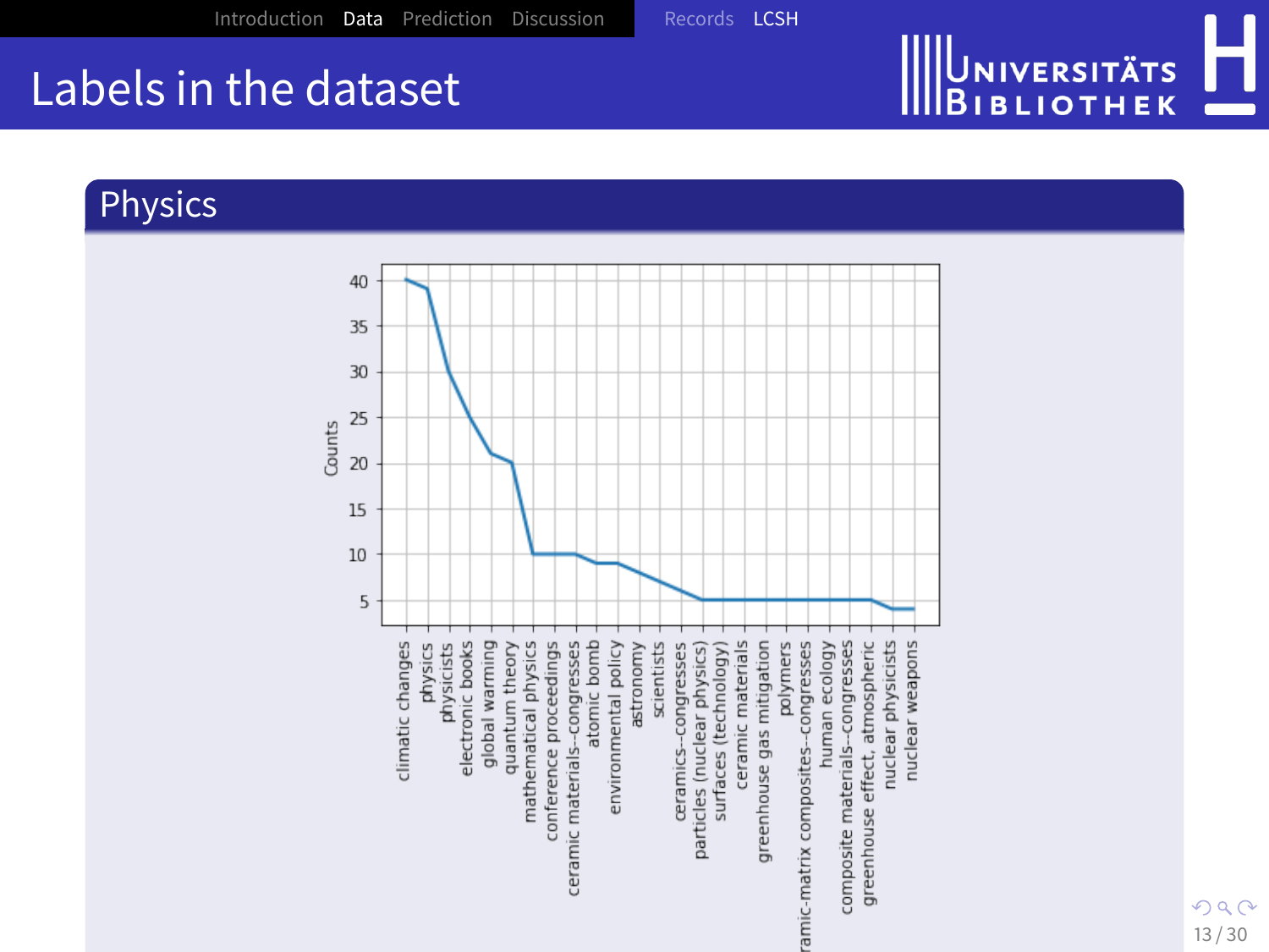# Labels in the dataset

## Physics

| Label | Counts |
|---|---|
| climatic changes | 40 |
| physics | 39 |
| physicists | 30 |
| electronic books | 25 |
| global warming | 21 |
| quantum theory | 20 |
| mathematical physics | 10 |
| conference proceedings | 10 |
| ceramic materials--congresses | 10 |
| atomic bomb | 9 |
| environmental policy | 9 |
| astronomy | 8 |
| scientists | 7 |
| ceramics--congresses | 6 |
| particles (nuclear physics) | 5 |
| surfaces (technology) | 5 |
| ceramic materials | 5 |
| greenhouse gas mitigation | 5 |
| polymers | 5 |
| ceramic-matrix composites--congresses | 5 |
| human ecology | 5 |
| composite materials--congresses | 5 |
| greenhouse effect, atmospheric | 5 |
| nuclear physicists | 4 |
| nuclear weapons | 4 |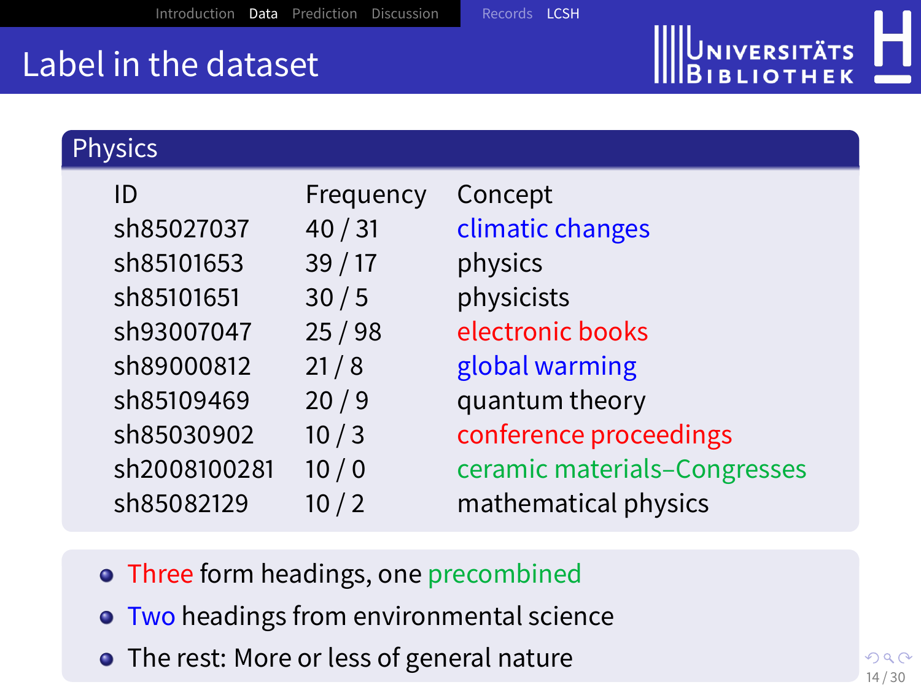# Label in the dataset

## Physics

| ID | Frequency | Concept |
|---|---|---|
| sh85027037 | 40 / 31 | climatic changes |
| sh85101653 | 39 / 17 | physics |
| sh85101651 | 30 / 5 | physicists |
| sh93007047 | 25 / 98 | electronic books |
| sh89000812 | 21 / 8 | global warming |
| sh85109469 | 20 / 9 | quantum theory |
| sh85030902 | 10 / 3 | conference proceedings |
| sh2008100281 | 10 / 0 | ceramic materials–Congresses |
| sh85082129 | 10 / 2 | mathematical physics |

- Three form headings, one precombined
- Two headings from environmental science
- The rest: More or less of general nature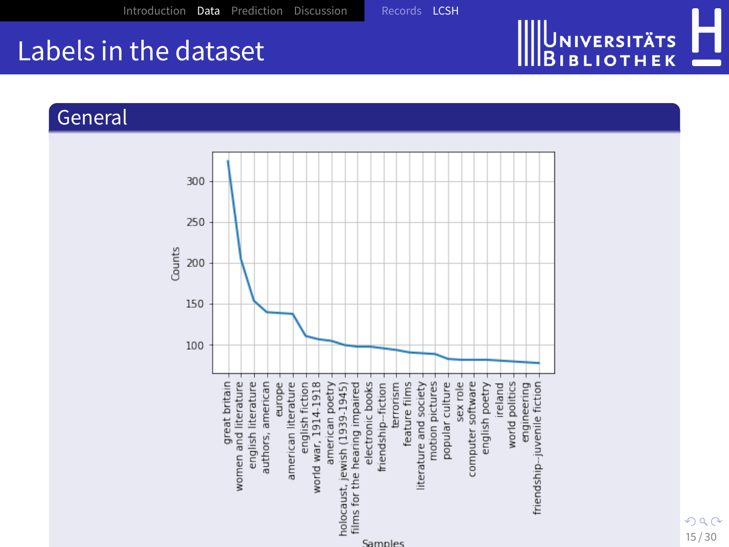# Labels in the dataset

## General

| Samples | Counts (approx.) |
| --- | --- |
| great britain | 325 |
| women and literature | 205 |
| english literature | 154 |
| authors, american | 140 |
| europe | 139 |
| american literature | 138 |
| english fiction | 111 |
| world war, 1914-1918 | 107 |
| american poetry | 105 |
| holocaust, jewish (1939-1945) | 100 |
| films for the hearing impaired | 98 |
| electronic books | 98 |
| friendship--fiction | 96 |
| terrorism | 94 |
| feature films | 91 |
| literature and society | 90 |
| motion pictures | 89 |
| popular culture | 83 |
| sex role | 82 |
| computer software | 82 |
| english poetry | 82 |
| ireland | 81 |
| world politics | 80 |
| engineering | 79 |
| friendship--juvenile fiction | 78 |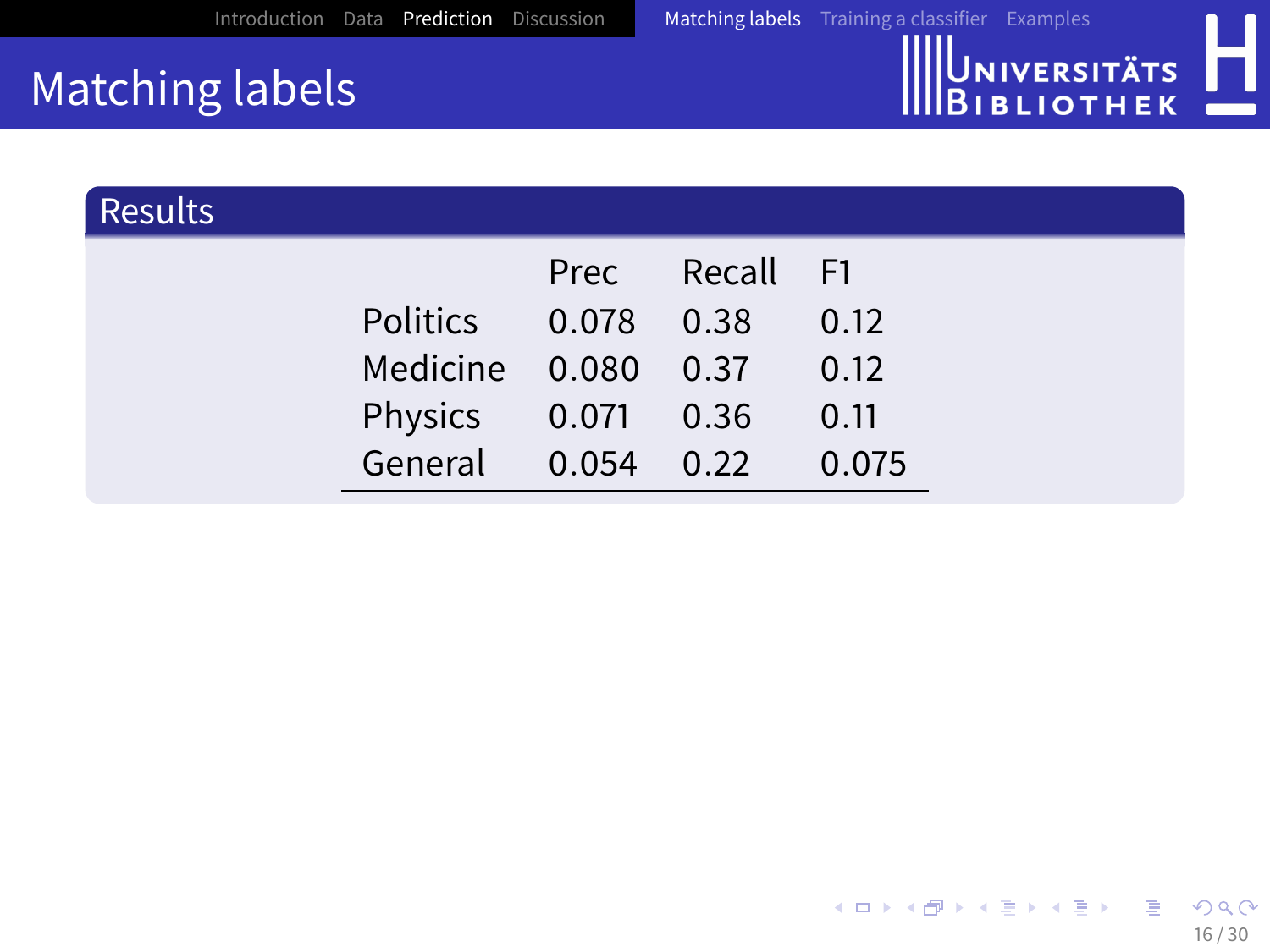# Matching labels

## Results

| | Prec | Recall | F1 |
|---|---|---|---|
| Politics | 0.078 | 0.38 | 0.12 |
| Medicine | 0.080 | 0.37 | 0.12 |
| Physics | 0.071 | 0.36 | 0.11 |
| General | 0.054 | 0.22 | 0.075 |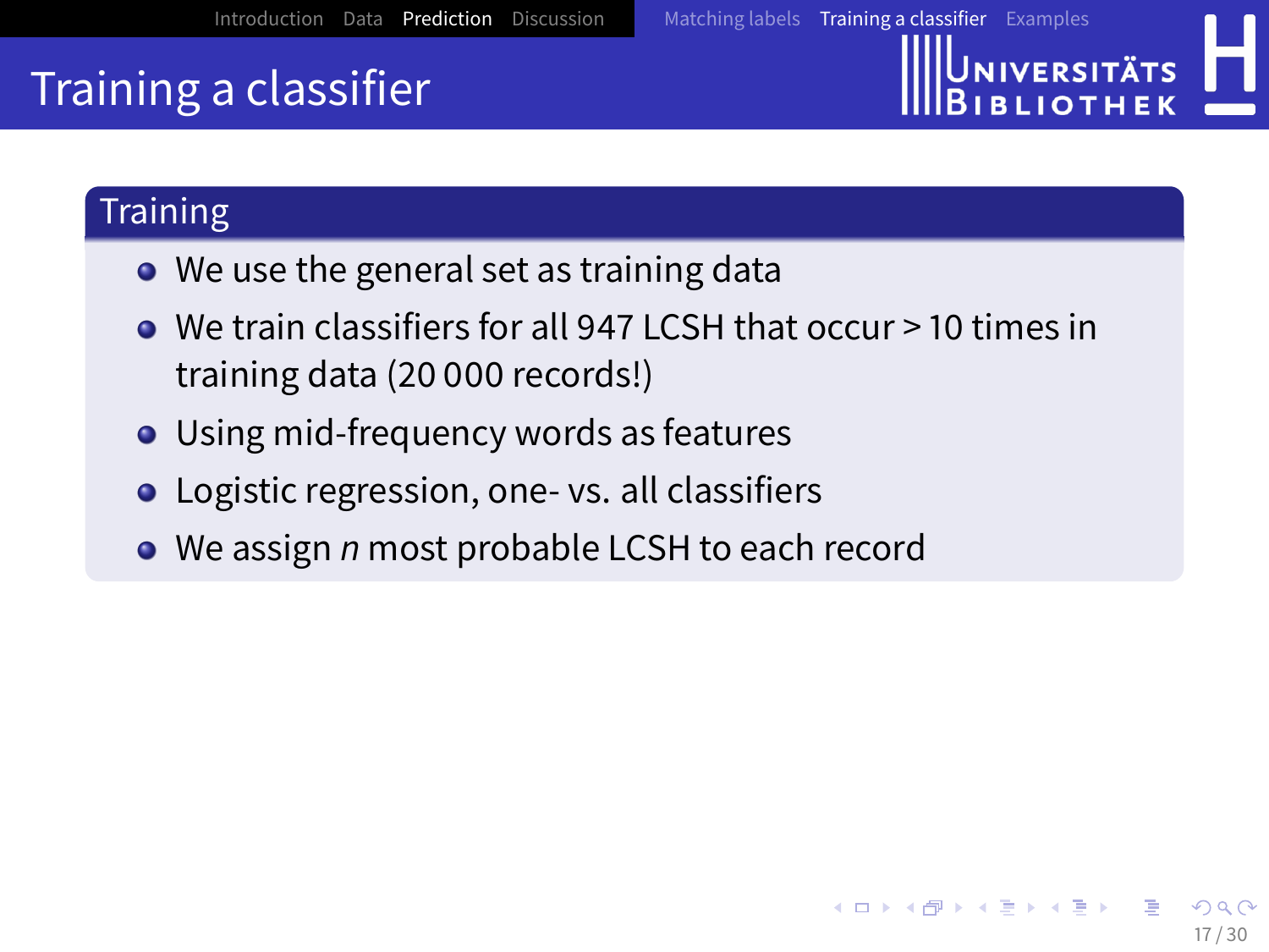# Training a classifier

## Training

- We use the general set as training data
- We train classifiers for all 947 LCSH that occur > 10 times in training data (20 000 records!)
- Using mid-frequency words as features
- Logistic regression, one- vs. all classifiers
- We assign *n* most probable LCSH to each record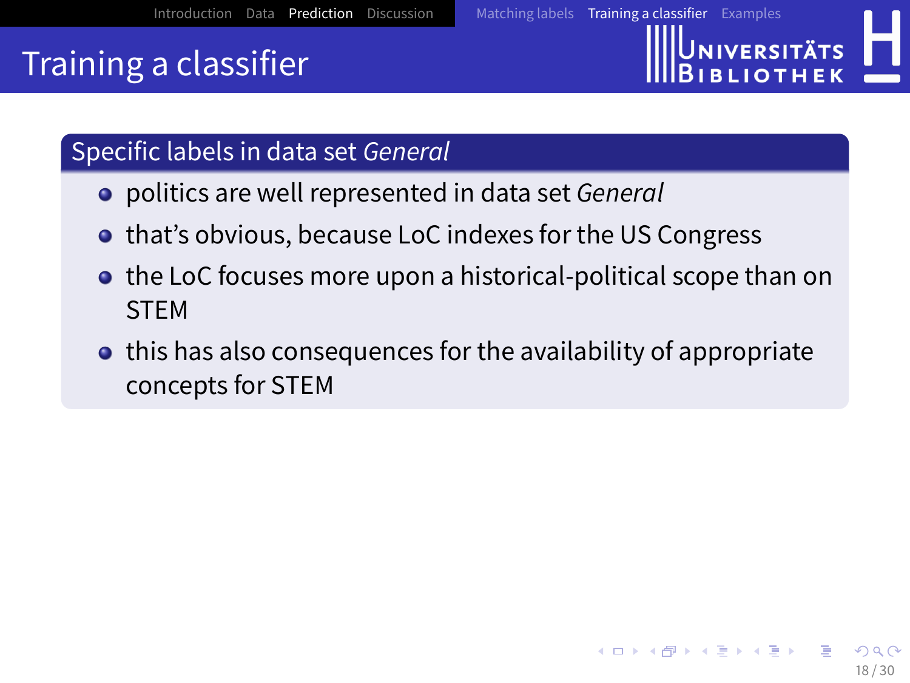# Training a classifier

## Specific labels in data set *General*

- politics are well represented in data set *General*
- that's obvious, because LoC indexes for the US Congress
- the LoC focuses more upon a historical-political scope than on STEM
- this has also consequences for the availability of appropriate concepts for STEM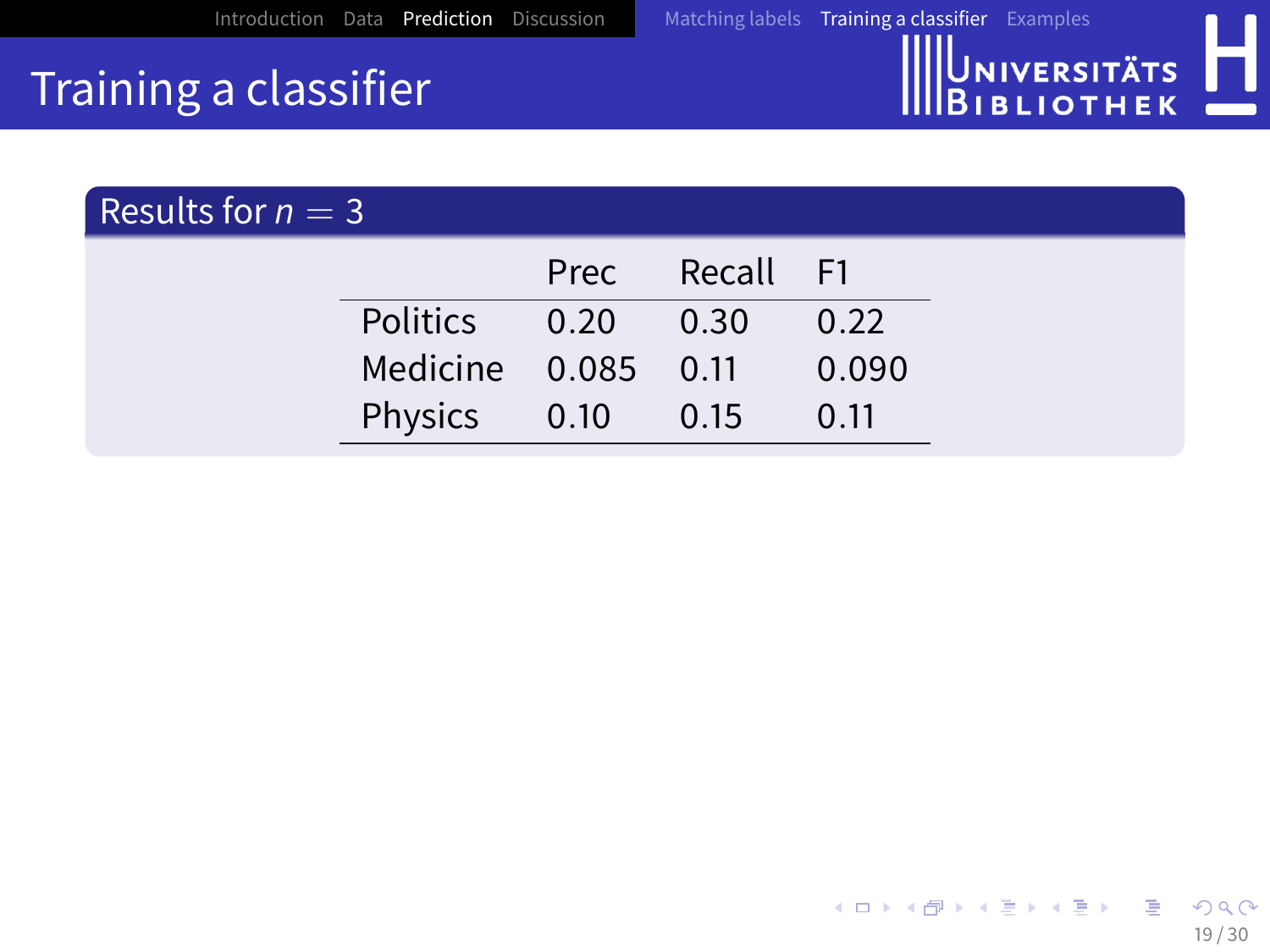# Training a classifier

## Results for $n = 3$

| | Prec | Recall | F1 |
|---|---|---|---|
| Politics | 0.20 | 0.30 | 0.22 |
| Medicine | 0.085 | 0.11 | 0.090 |
| Physics | 0.10 | 0.15 | 0.11 |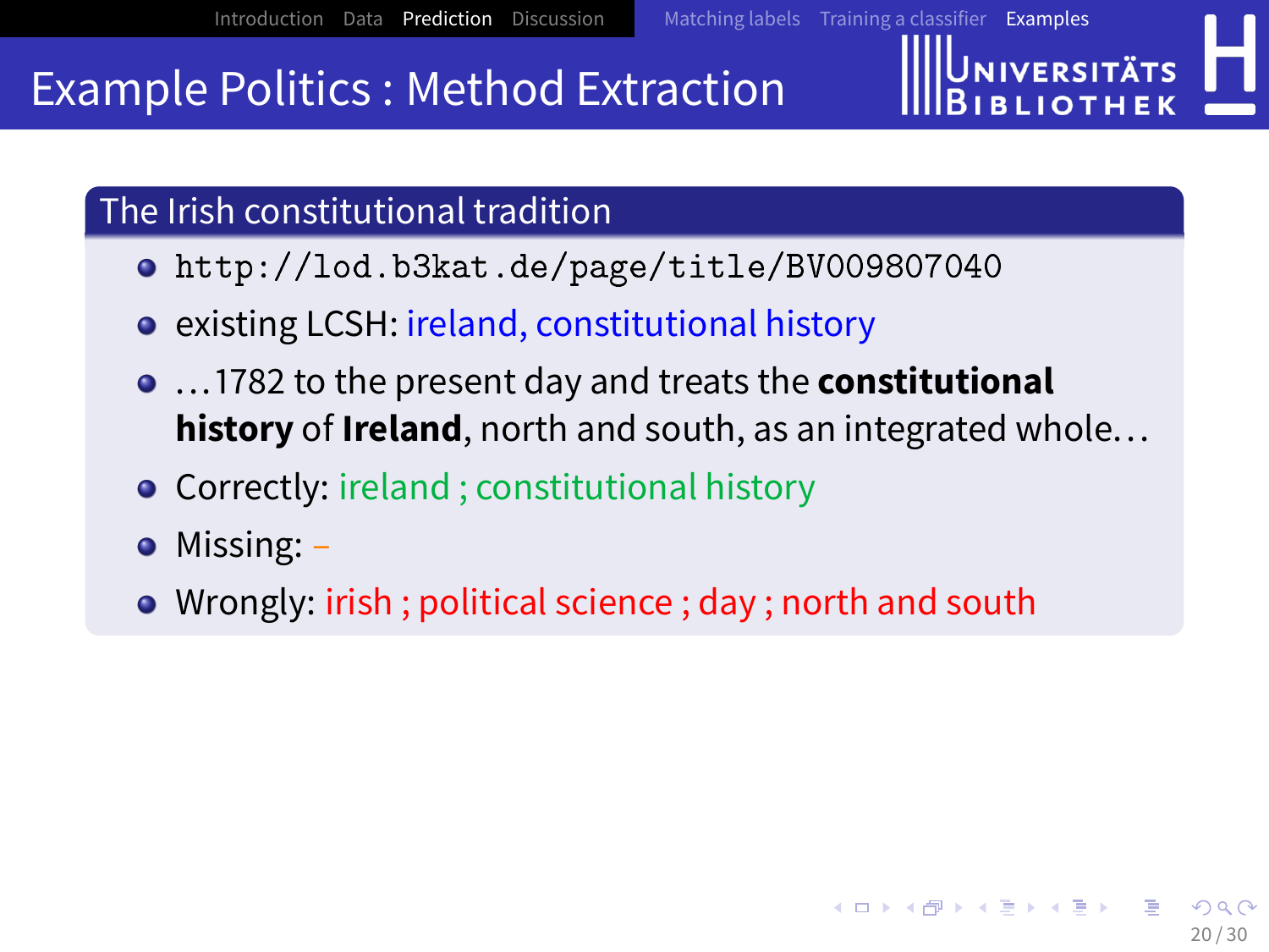# Example Politics : Method Extraction

## The Irish constitutional tradition

- http://lod.b3kat.de/page/title/BV009807040
- existing LCSH: ireland, constitutional history
- …1782 to the present day and treats the **constitutional history** of **Ireland**, north and south, as an integrated whole…
- Correctly: ireland ; constitutional history
- Missing: –
- Wrongly: irish ; political science ; day ; north and south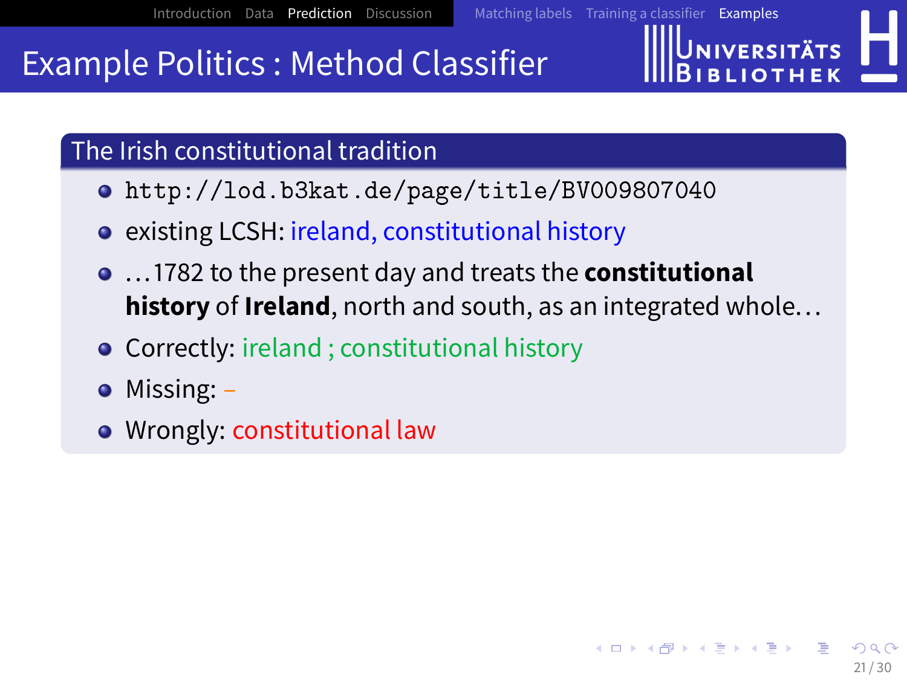# Example Politics : Method Classifier

## The Irish constitutional tradition

- http://lod.b3kat.de/page/title/BV009807040
- existing LCSH: ireland, constitutional history
- ...1782 to the present day and treats the **constitutional history** of **Ireland**, north and south, as an integrated whole...
- Correctly: ireland ; constitutional history
- Missing: –
- Wrongly: constitutional law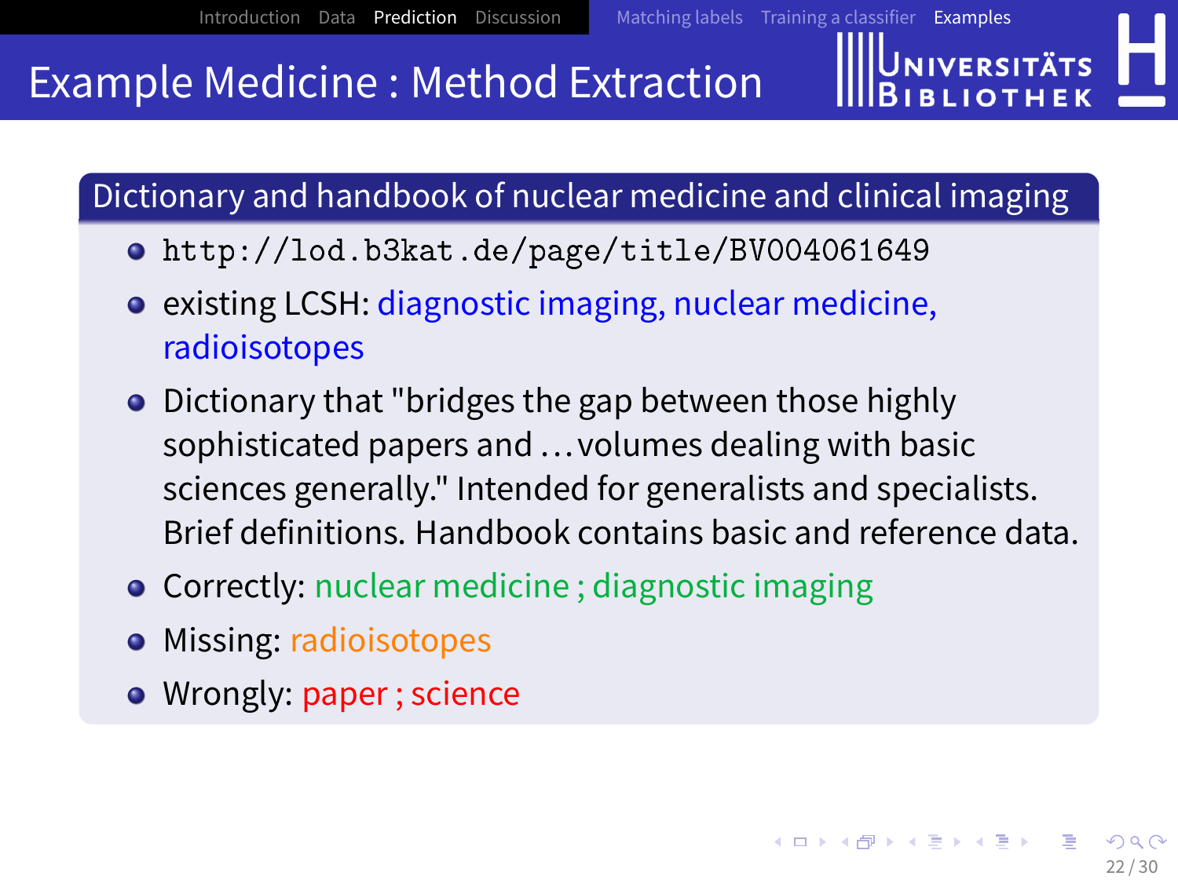# Example Medicine : Method Extraction

## Dictionary and handbook of nuclear medicine and clinical imaging

- `http://lod.b3kat.de/page/title/BV004061649`
- existing LCSH: diagnostic imaging, nuclear medicine, radioisotopes
- Dictionary that "bridges the gap between those highly sophisticated papers and ...volumes dealing with basic sciences generally." Intended for generalists and specialists. Brief definitions. Handbook contains basic and reference data.
- Correctly: nuclear medicine ; diagnostic imaging
- Missing: radioisotopes
- Wrongly: paper ; science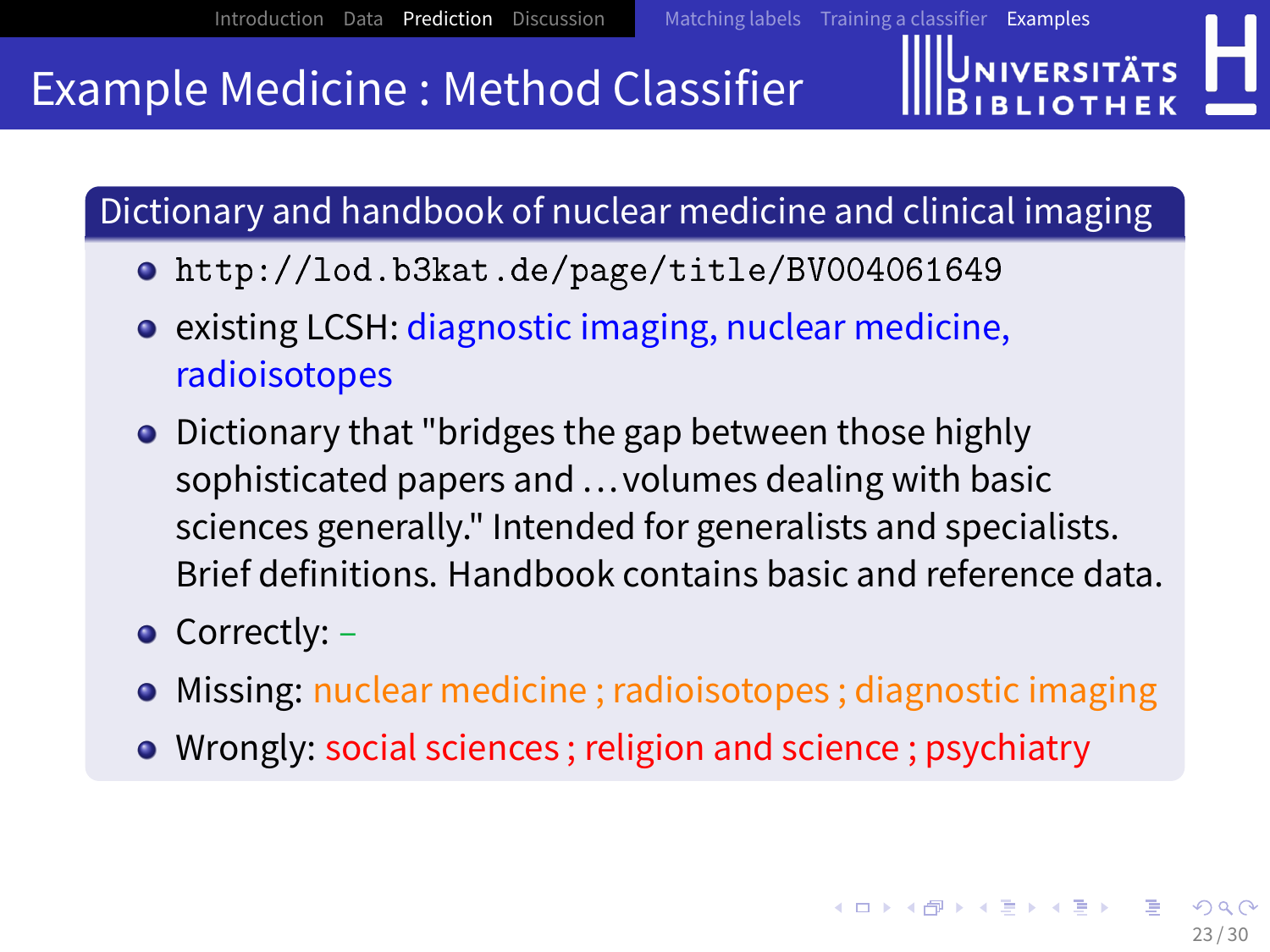# Example Medicine : Method Classifier

## Dictionary and handbook of nuclear medicine and clinical imaging

- `http://lod.b3kat.de/page/title/BV004061649`
- existing LCSH: diagnostic imaging, nuclear medicine, radioisotopes
- Dictionary that "bridges the gap between those highly sophisticated papers and . . . volumes dealing with basic sciences generally." Intended for generalists and specialists. Brief definitions. Handbook contains basic and reference data.
- Correctly: –
- Missing: nuclear medicine ; radioisotopes ; diagnostic imaging
- Wrongly: social sciences ; religion and science ; psychiatry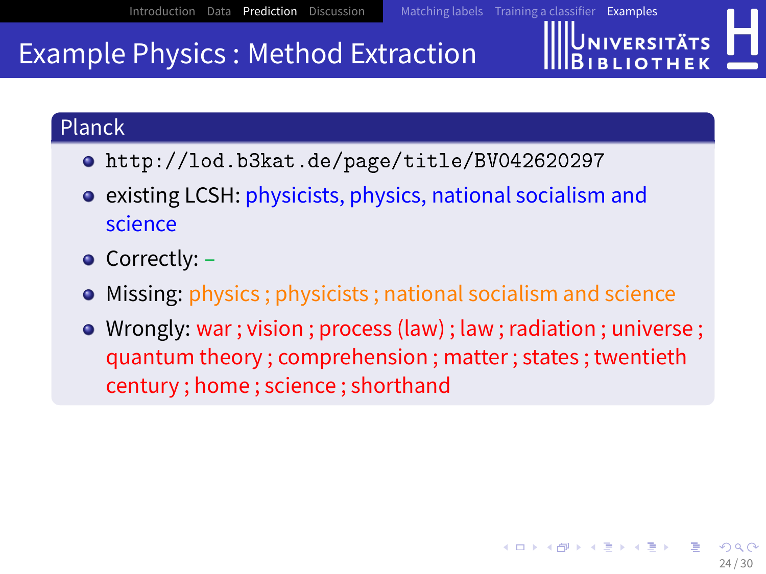# Example Physics : Method Extraction

## Planck

- http://lod.b3kat.de/page/title/BV042620297
- existing LCSH: physicists, physics, national socialism and science
- Correctly: –
- Missing: physics ; physicists ; national socialism and science
- Wrongly: war ; vision ; process (law) ; law ; radiation ; universe ; quantum theory ; comprehension ; matter ; states ; twentieth century ; home ; science ; shorthand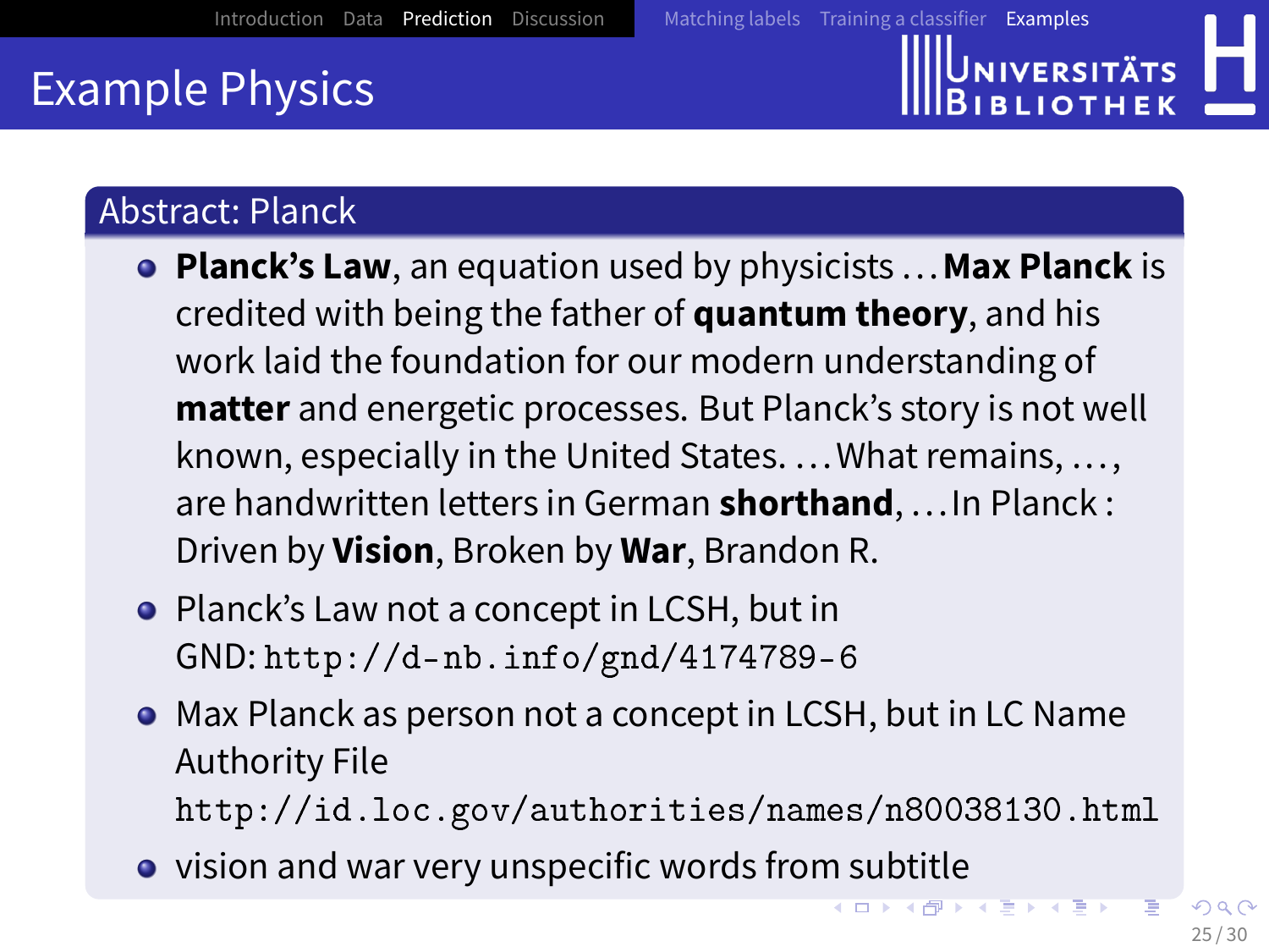# Example Physics

## Abstract: Planck

- **Planck's Law**, an equation used by physicists ... **Max Planck** is credited with being the father of **quantum theory**, and his work laid the foundation for our modern understanding of **matter** and energetic processes. But Planck's story is not well known, especially in the United States. ... What remains, ..., are handwritten letters in German **shorthand**, ... In Planck : Driven by **Vision**, Broken by **War**, Brandon R.
- Planck's Law not a concept in LCSH, but in GND: `http://d-nb.info/gnd/4174789-6`
- Max Planck as person not a concept in LCSH, but in LC Name Authority File `http://id.loc.gov/authorities/names/n80038130.html`
- vision and war very unspecific words from subtitle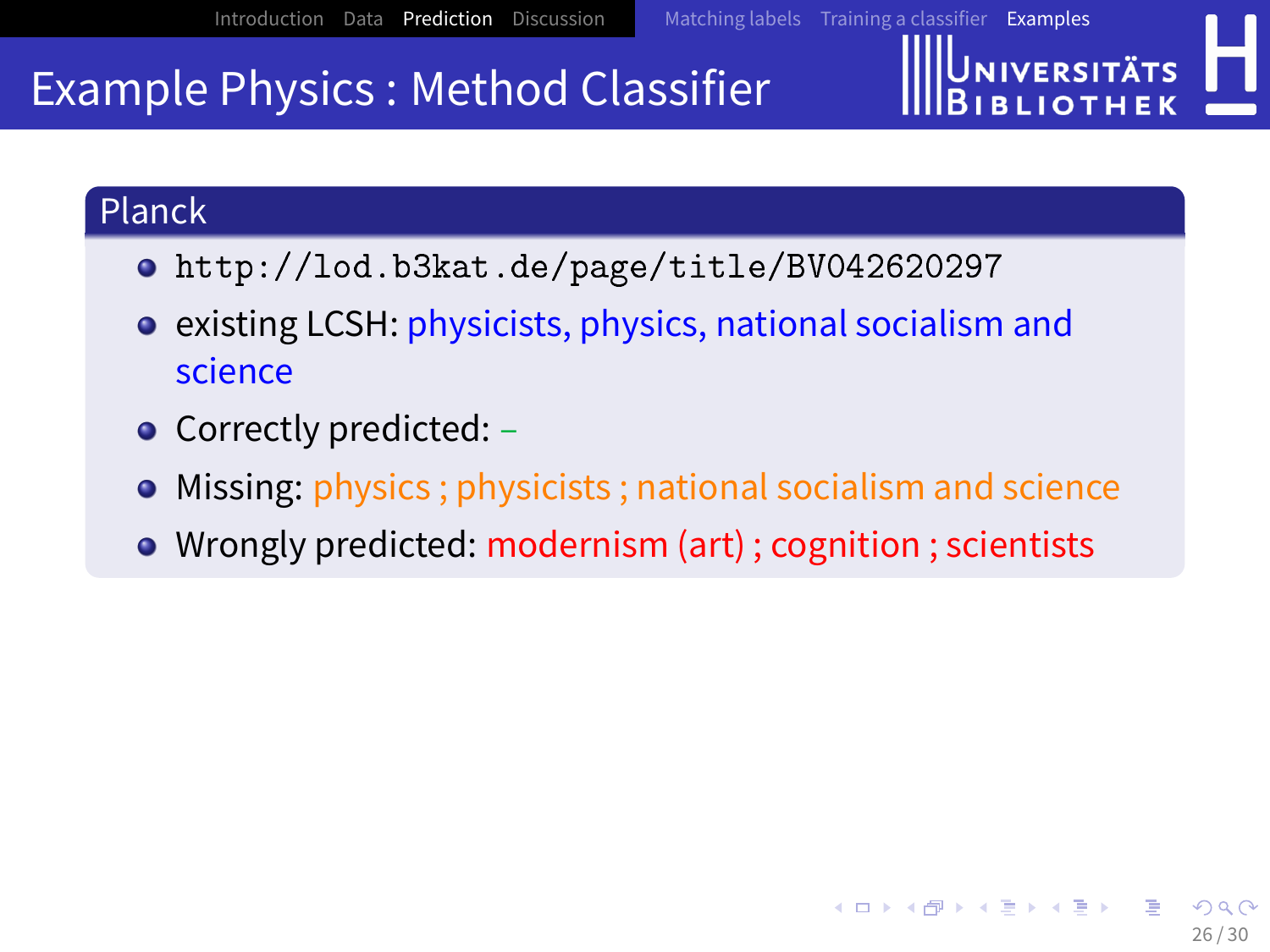# Example Physics : Method Classifier

## Planck

- http://lod.b3kat.de/page/title/BV042620297
- existing LCSH: physicists, physics, national socialism and science
- Correctly predicted: –
- Missing: physics ; physicists ; national socialism and science
- Wrongly predicted: modernism (art) ; cognition ; scientists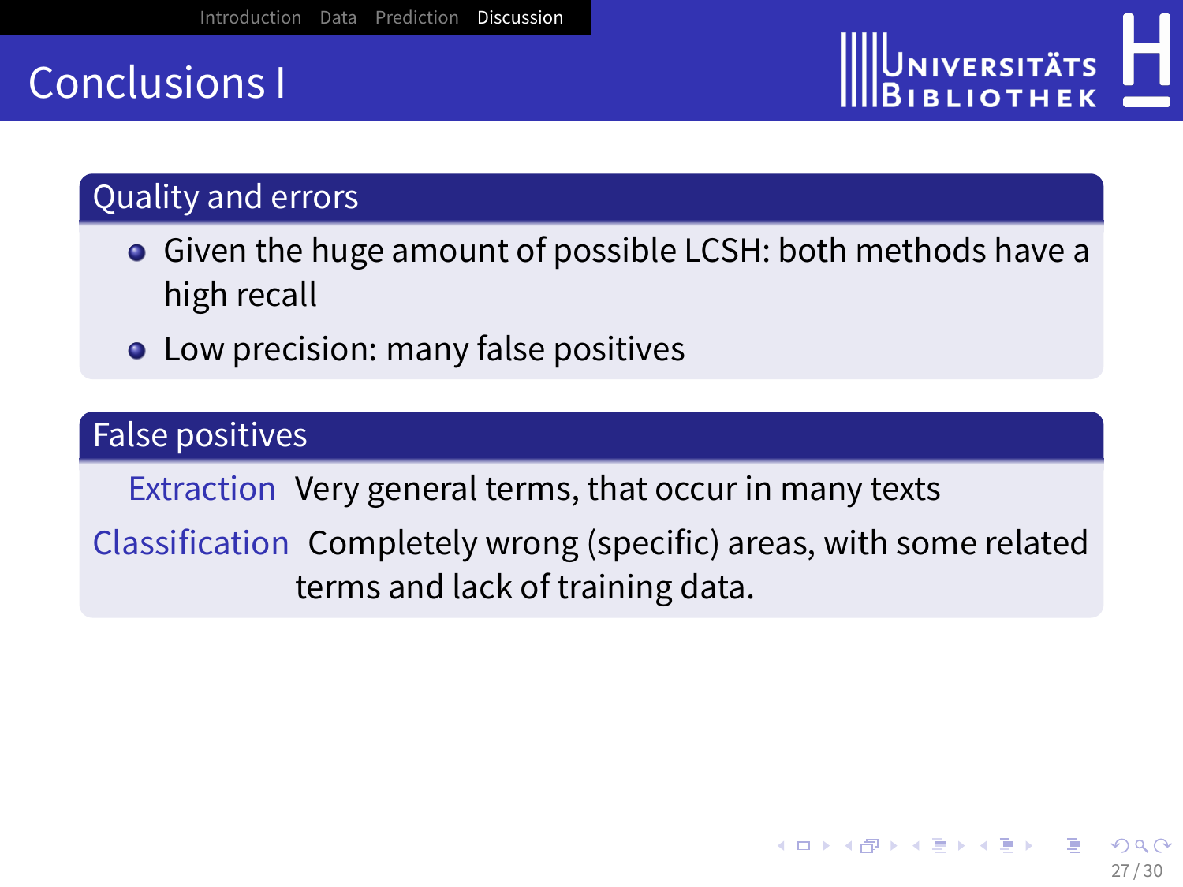# Conclusions I

## Quality and errors

- Given the huge amount of possible LCSH: both methods have a high recall
- Low precision: many false positives

## False positives

**Extraction** Very general terms, that occur in many texts

**Classification** Completely wrong (specific) areas, with some related terms and lack of training data.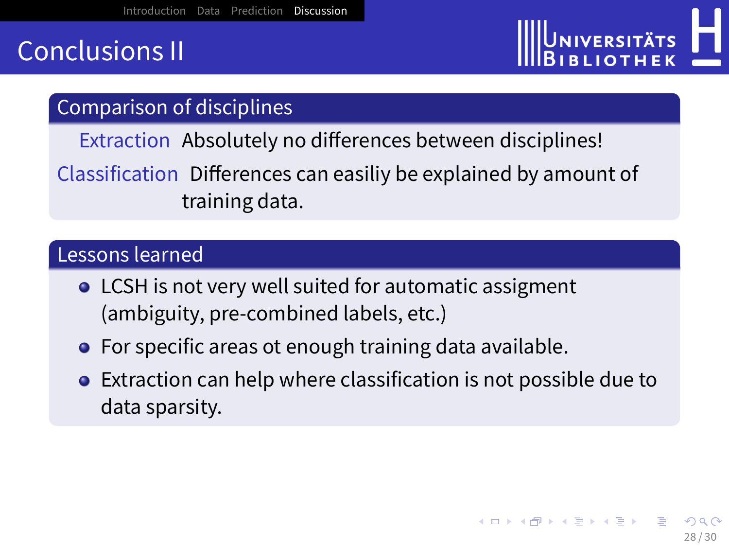# Conclusions II

## Comparison of disciplines

**Extraction** Absolutely no differences between disciplines!

**Classification** Differences can easiliy be explained by amount of training data.

## Lessons learned

- LCSH is not very well suited for automatic assigment (ambiguity, pre-combined labels, etc.)
- For specific areas ot enough training data available.
- Extraction can help where classification is not possible due to data sparsity.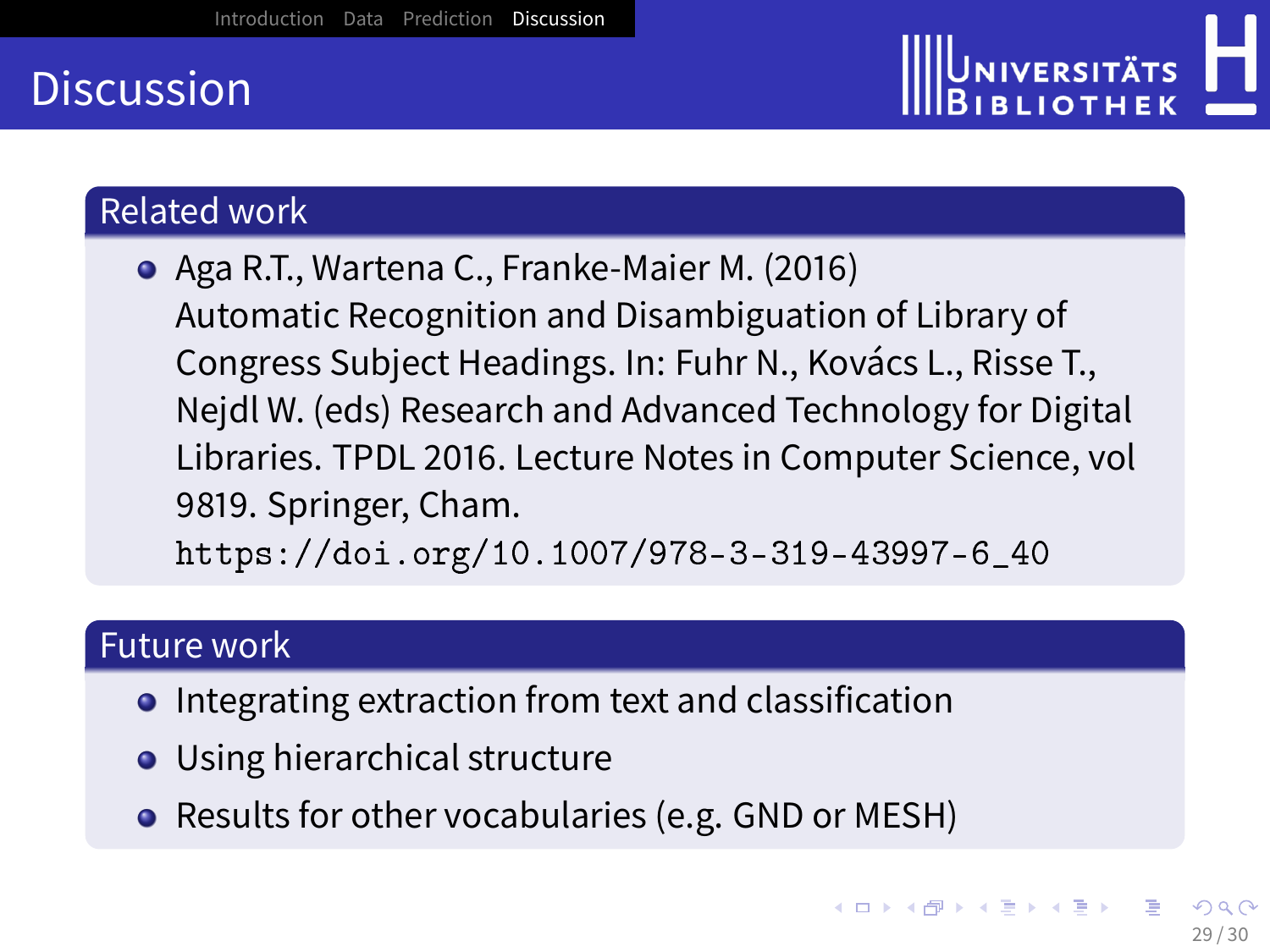# Discussion

## Related work

- Aga R.T., Wartena C., Franke-Maier M. (2016) Automatic Recognition and Disambiguation of Library of Congress Subject Headings. In: Fuhr N., Kovács L., Risse T., Nejdl W. (eds) Research and Advanced Technology for Digital Libraries. TPDL 2016. Lecture Notes in Computer Science, vol 9819. Springer, Cham. https://doi.org/10.1007/978-3-319-43997-6_40

## Future work

- Integrating extraction from text and classification
- Using hierarchical structure
- Results for other vocabularies (e.g. GND or MESH)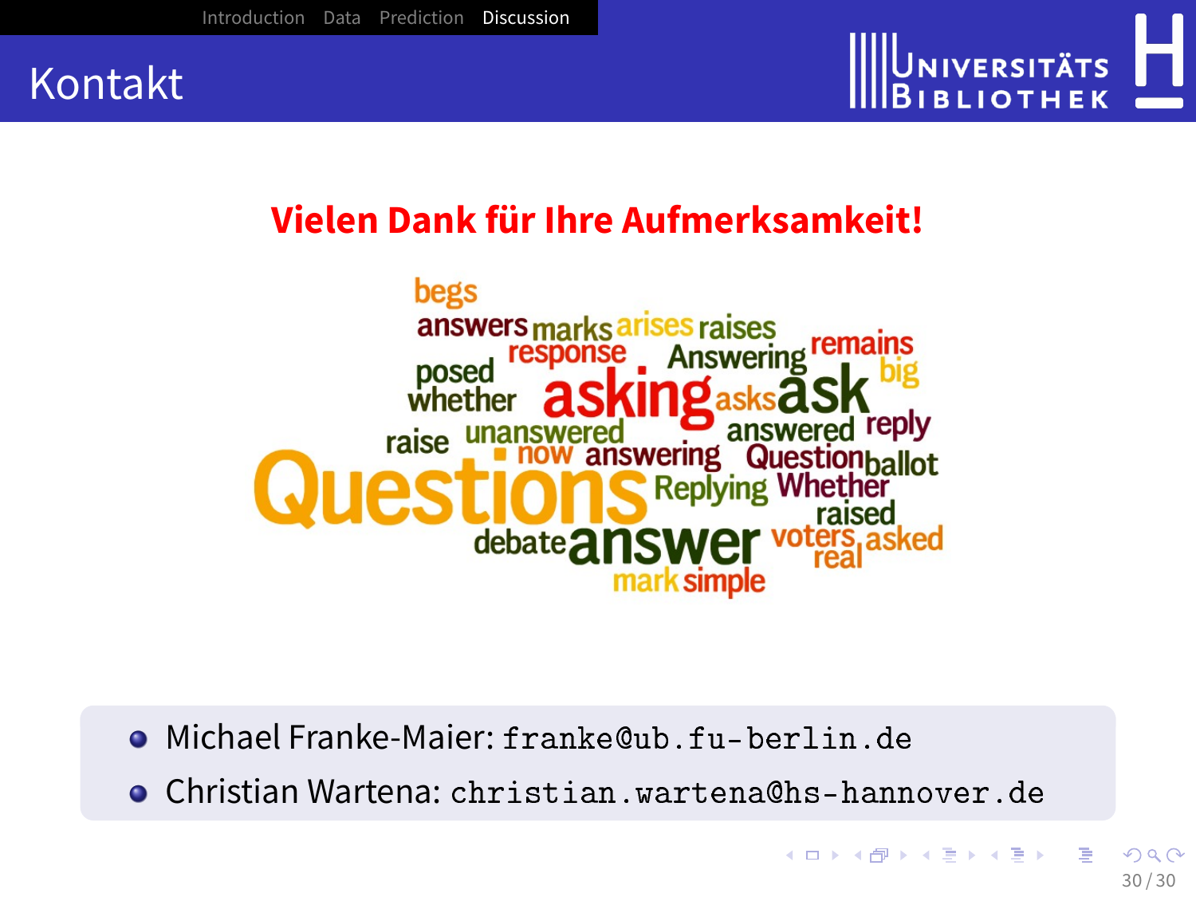# Kontakt

**Vielen Dank für Ihre Aufmerksamkeit!**

- Michael Franke-Maier: `franke@ub.fu-berlin.de`
- Christian Wartena: `christian.wartena@hs-hannover.de`